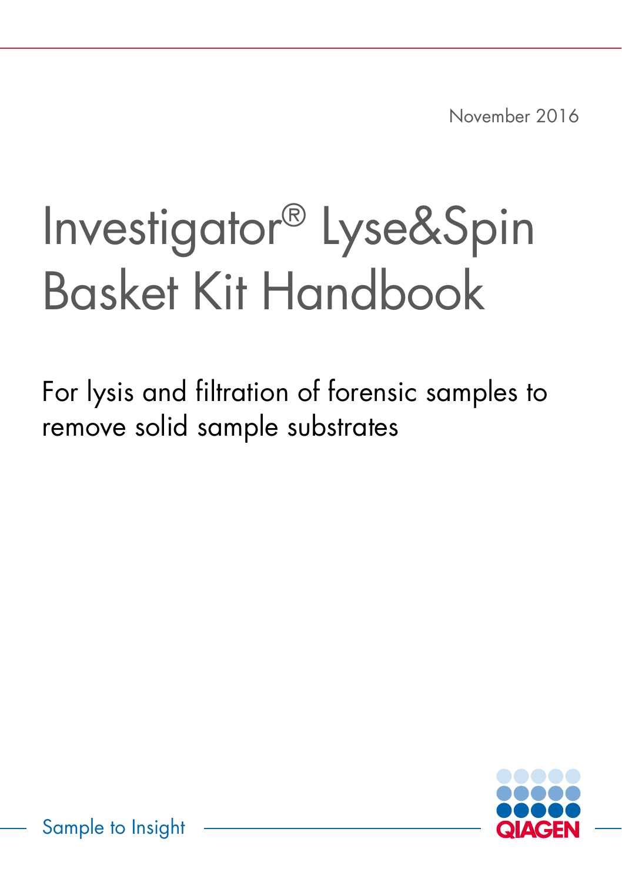November 2016

# Investigator® Lyse&Spin Basket Kit Handbook

For lysis and filtration of forensic samples to remove solid sample substrates

Sample to Insight

QIAGEN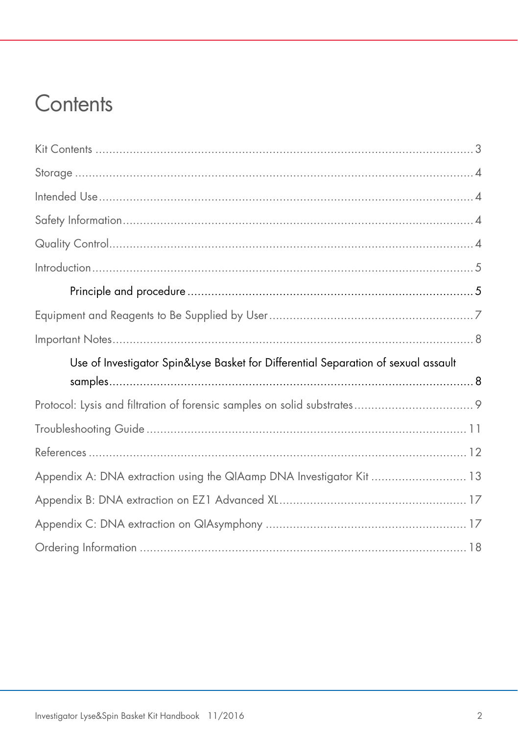# Contents

Kit Contents ..... 3

Storage ..... 4

Intended Use ..... 4

Safety Information ..... 4

Quality Control ..... 4

Introduction ..... 5

- Principle and procedure ..... 5

Equipment and Reagents to Be Supplied by User ..... 7

Important Notes ..... 8

- Use of Investigator Spin&Lyse Basket for Differential Separation of sexual assault samples ..... 8

Protocol: Lysis and filtration of forensic samples on solid substrates ..... 9

Troubleshooting Guide ..... 11

References ..... 12

Appendix A: DNA extraction using the QIAamp DNA Investigator Kit ..... 13

Appendix B: DNA extraction on EZ1 Advanced XL ..... 17

Appendix C: DNA extraction on QIAsymphony ..... 17

Ordering Information ..... 18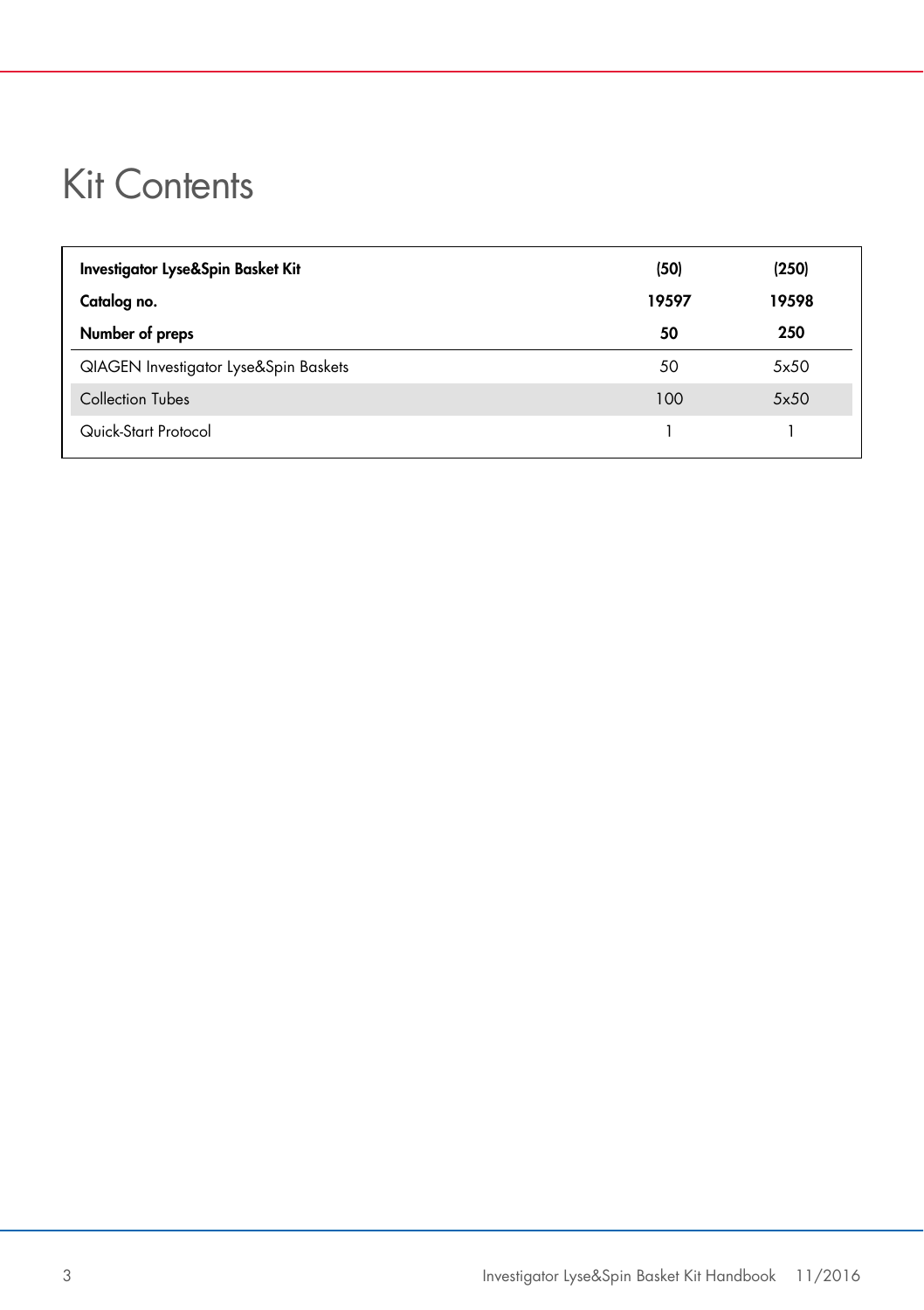# Kit Contents

| **Investigator Lyse&Spin Basket Kit** | **(50)** | **(250)** |
|---|---|---|
| **Catalog no.** | **19597** | **19598** |
| **Number of preps** | **50** | **250** |
| QIAGEN Investigator Lyse&Spin Baskets | 50 | 5x50 |
| Collection Tubes | 100 | 5x50 |
| Quick-Start Protocol | 1 | 1 |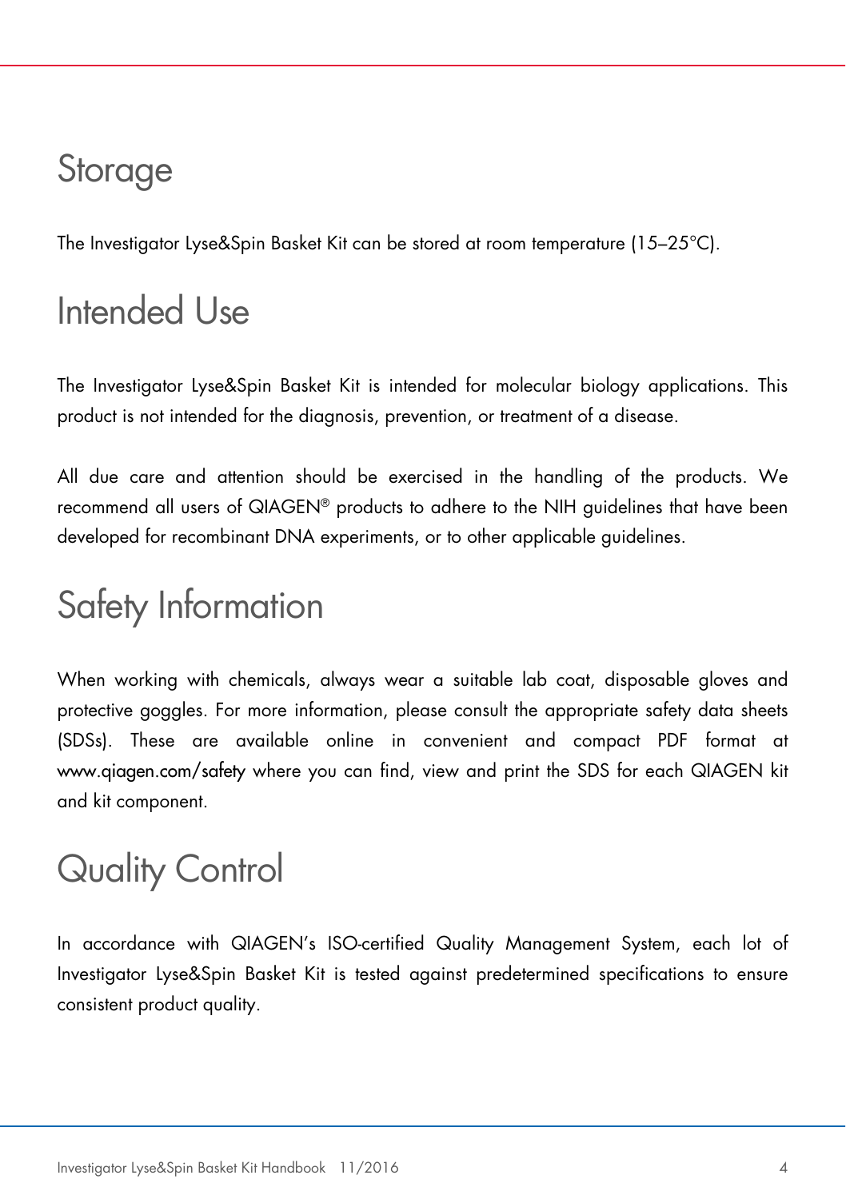# Storage

The Investigator Lyse&Spin Basket Kit can be stored at room temperature (15–25°C).

# Intended Use

The Investigator Lyse&Spin Basket Kit is intended for molecular biology applications. This product is not intended for the diagnosis, prevention, or treatment of a disease.

All due care and attention should be exercised in the handling of the products. We recommend all users of QIAGEN® products to adhere to the NIH guidelines that have been developed for recombinant DNA experiments, or to other applicable guidelines.

# Safety Information

When working with chemicals, always wear a suitable lab coat, disposable gloves and protective goggles. For more information, please consult the appropriate safety data sheets (SDSs). These are available online in convenient and compact PDF format at www.qiagen.com/safety where you can find, view and print the SDS for each QIAGEN kit and kit component.

# Quality Control

In accordance with QIAGEN's ISO-certified Quality Management System, each lot of Investigator Lyse&Spin Basket Kit is tested against predetermined specifications to ensure consistent product quality.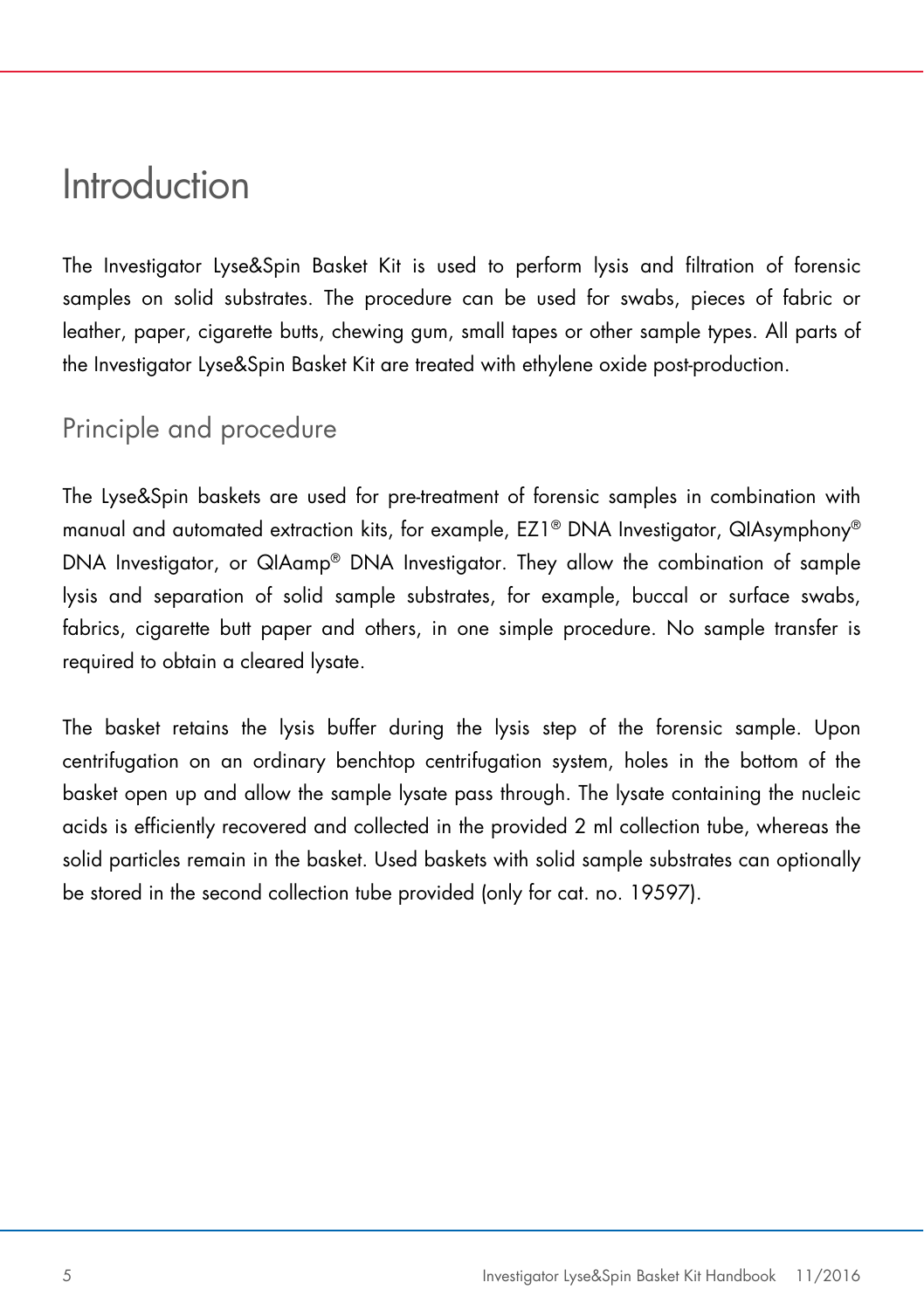# Introduction

The Investigator Lyse&Spin Basket Kit is used to perform lysis and filtration of forensic samples on solid substrates. The procedure can be used for swabs, pieces of fabric or leather, paper, cigarette butts, chewing gum, small tapes or other sample types. All parts of the Investigator Lyse&Spin Basket Kit are treated with ethylene oxide post-production.

## Principle and procedure

The Lyse&Spin baskets are used for pre-treatment of forensic samples in combination with manual and automated extraction kits, for example, EZ1® DNA Investigator, QIAsymphony® DNA Investigator, or QIAamp® DNA Investigator. They allow the combination of sample lysis and separation of solid sample substrates, for example, buccal or surface swabs, fabrics, cigarette butt paper and others, in one simple procedure. No sample transfer is required to obtain a cleared lysate.

The basket retains the lysis buffer during the lysis step of the forensic sample. Upon centrifugation on an ordinary benchtop centrifugation system, holes in the bottom of the basket open up and allow the sample lysate pass through. The lysate containing the nucleic acids is efficiently recovered and collected in the provided 2 ml collection tube, whereas the solid particles remain in the basket. Used baskets with solid sample substrates can optionally be stored in the second collection tube provided (only for cat. no. 19597).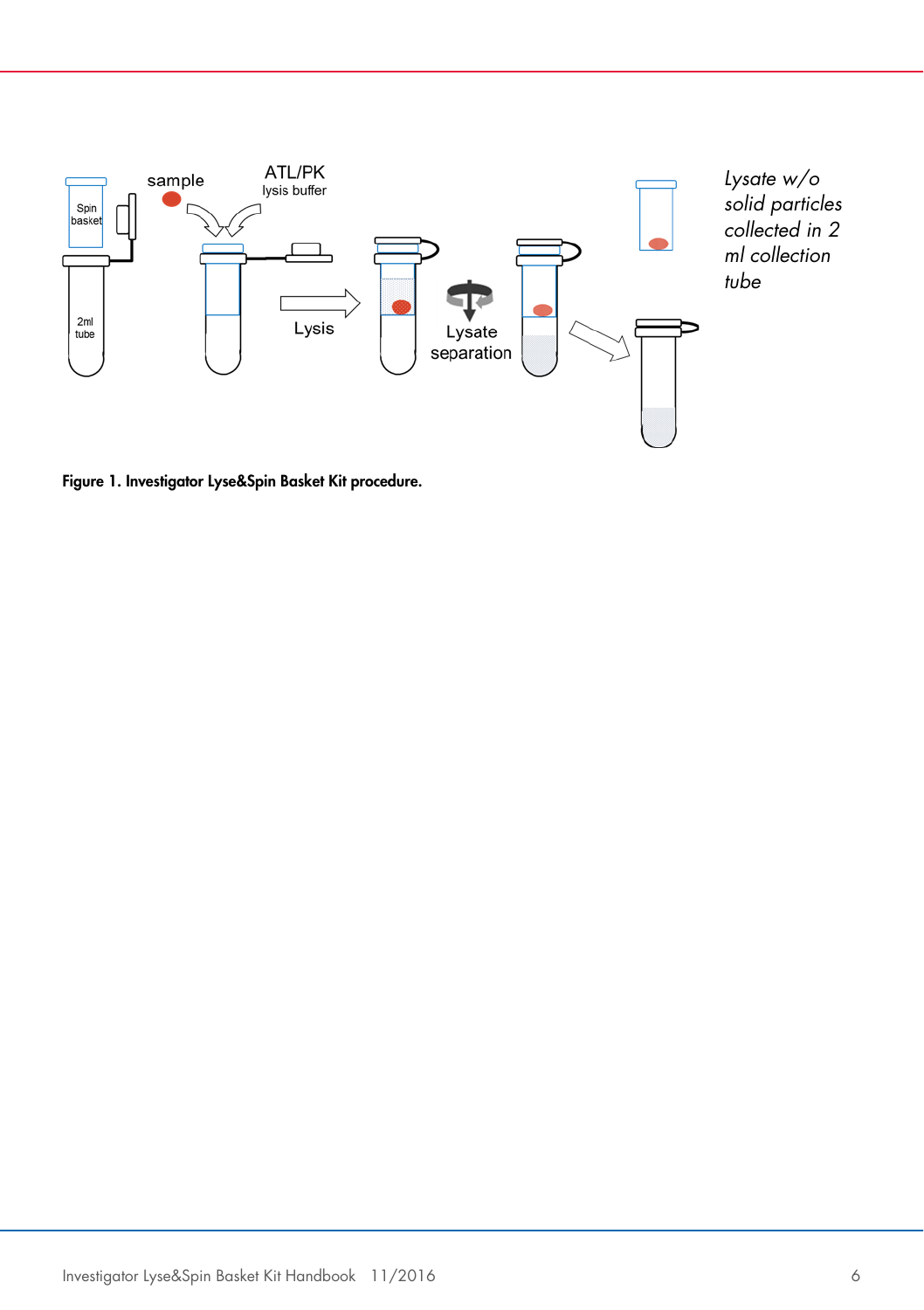**Figure 1. Investigator Lyse&Spin Basket Kit procedure.**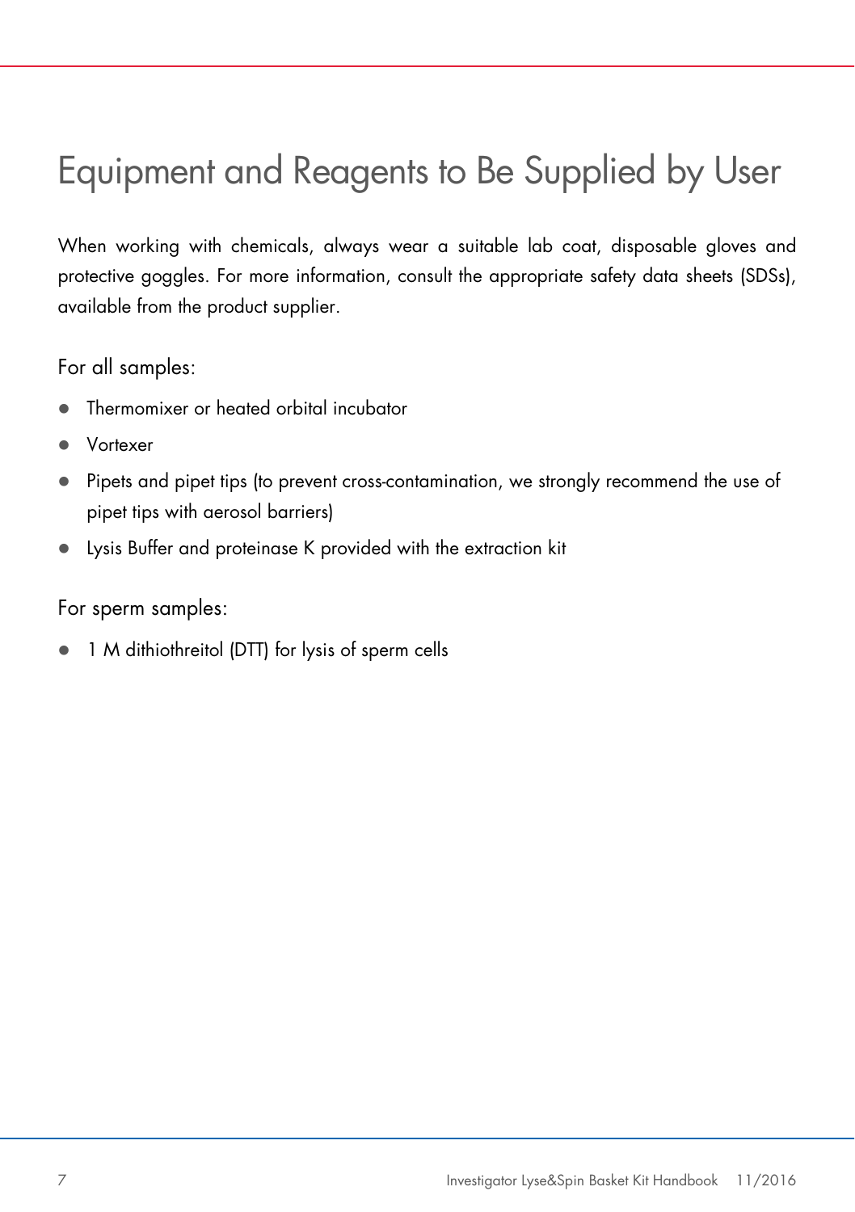# Equipment and Reagents to Be Supplied by User

When working with chemicals, always wear a suitable lab coat, disposable gloves and protective goggles. For more information, consult the appropriate safety data sheets (SDSs), available from the product supplier.

For all samples:

- Thermomixer or heated orbital incubator
- Vortexer
- Pipets and pipet tips (to prevent cross-contamination, we strongly recommend the use of pipet tips with aerosol barriers)
- Lysis Buffer and proteinase K provided with the extraction kit

For sperm samples:

- 1 M dithiothreitol (DTT) for lysis of sperm cells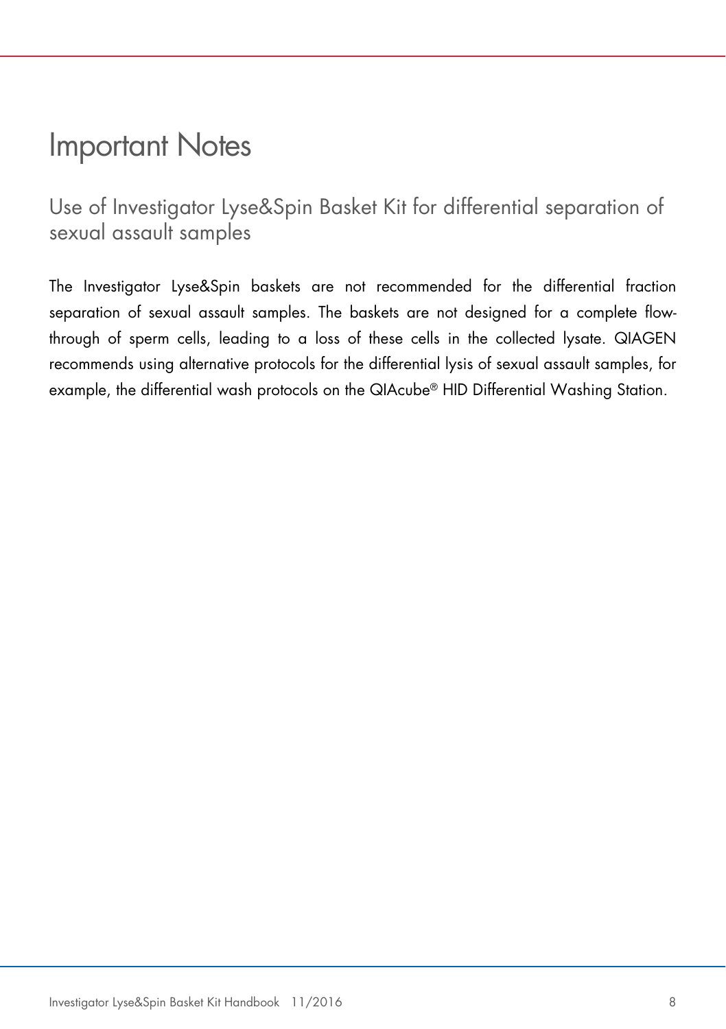# Important Notes

## Use of Investigator Lyse&Spin Basket Kit for differential separation of sexual assault samples

The Investigator Lyse&Spin baskets are not recommended for the differential fraction separation of sexual assault samples. The baskets are not designed for a complete flow-through of sperm cells, leading to a loss of these cells in the collected lysate. QIAGEN recommends using alternative protocols for the differential lysis of sexual assault samples, for example, the differential wash protocols on the QIAcube® HID Differential Washing Station.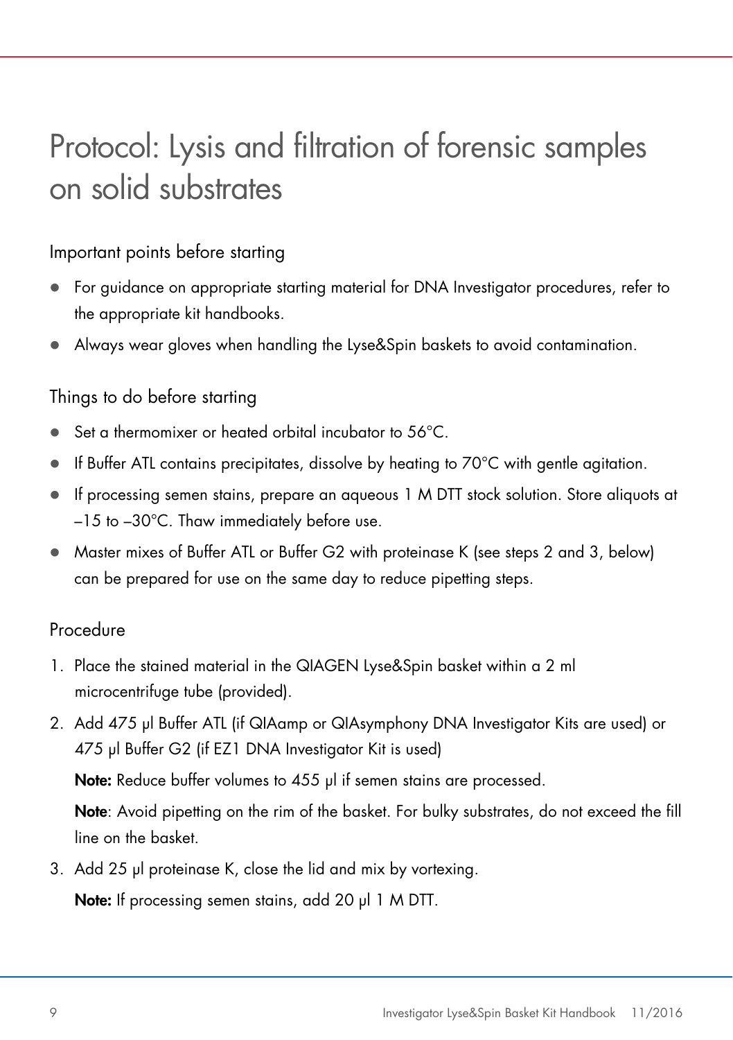# Protocol: Lysis and filtration of forensic samples on solid substrates

## Important points before starting

- For guidance on appropriate starting material for DNA Investigator procedures, refer to the appropriate kit handbooks.
- Always wear gloves when handling the Lyse&Spin baskets to avoid contamination.

## Things to do before starting

- Set a thermomixer or heated orbital incubator to 56°C.
- If Buffer ATL contains precipitates, dissolve by heating to 70°C with gentle agitation.
- If processing semen stains, prepare an aqueous 1 M DTT stock solution. Store aliquots at –15 to –30°C. Thaw immediately before use.
- Master mixes of Buffer ATL or Buffer G2 with proteinase K (see steps 2 and 3, below) can be prepared for use on the same day to reduce pipetting steps.

## Procedure

1. Place the stained material in the QIAGEN Lyse&Spin basket within a 2 ml microcentrifuge tube (provided).
2. Add 475 µl Buffer ATL (if QIAamp or QIAsymphony DNA Investigator Kits are used) or 475 µl Buffer G2 (if EZ1 DNA Investigator Kit is used)

   **Note:** Reduce buffer volumes to 455 µl if semen stains are processed.

   **Note**: Avoid pipetting on the rim of the basket. For bulky substrates, do not exceed the fill line on the basket.
3. Add 25 µl proteinase K, close the lid and mix by vortexing.

   **Note:** If processing semen stains, add 20 µl 1 M DTT.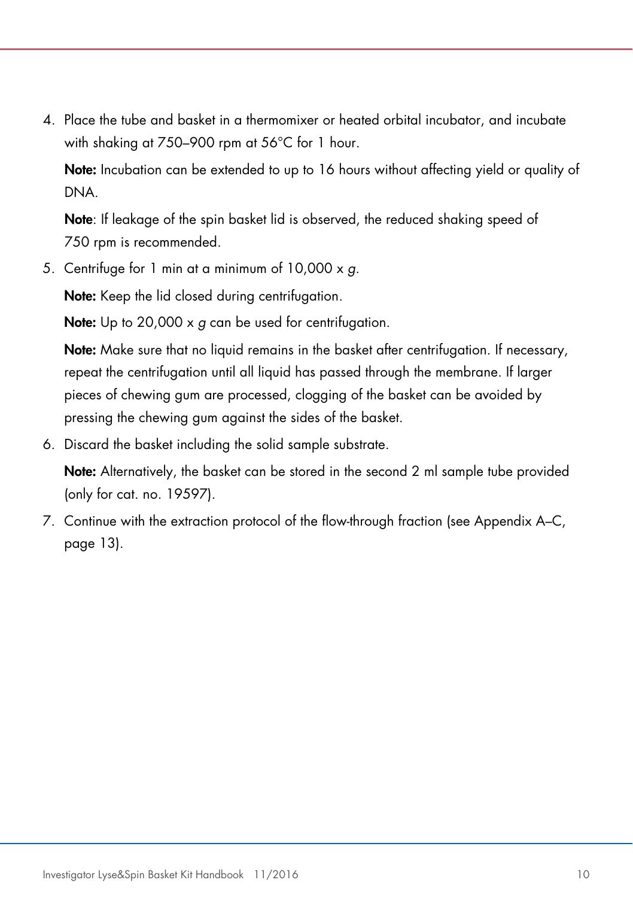4. Place the tube and basket in a thermomixer or heated orbital incubator, and incubate with shaking at 750–900 rpm at 56°C for 1 hour.

   **Note:** Incubation can be extended to up to 16 hours without affecting yield or quality of DNA.

   **Note**: If leakage of the spin basket lid is observed, the reduced shaking speed of 750 rpm is recommended.

5. Centrifuge for 1 min at a minimum of 10,000 x *g*.

   **Note:** Keep the lid closed during centrifugation.

   **Note:** Up to 20,000 x *g* can be used for centrifugation.

   **Note:** Make sure that no liquid remains in the basket after centrifugation. If necessary, repeat the centrifugation until all liquid has passed through the membrane. If larger pieces of chewing gum are processed, clogging of the basket can be avoided by pressing the chewing gum against the sides of the basket.

6. Discard the basket including the solid sample substrate.

   **Note:** Alternatively, the basket can be stored in the second 2 ml sample tube provided (only for cat. no. 19597).

7. Continue with the extraction protocol of the flow-through fraction (see Appendix A–C, page 13).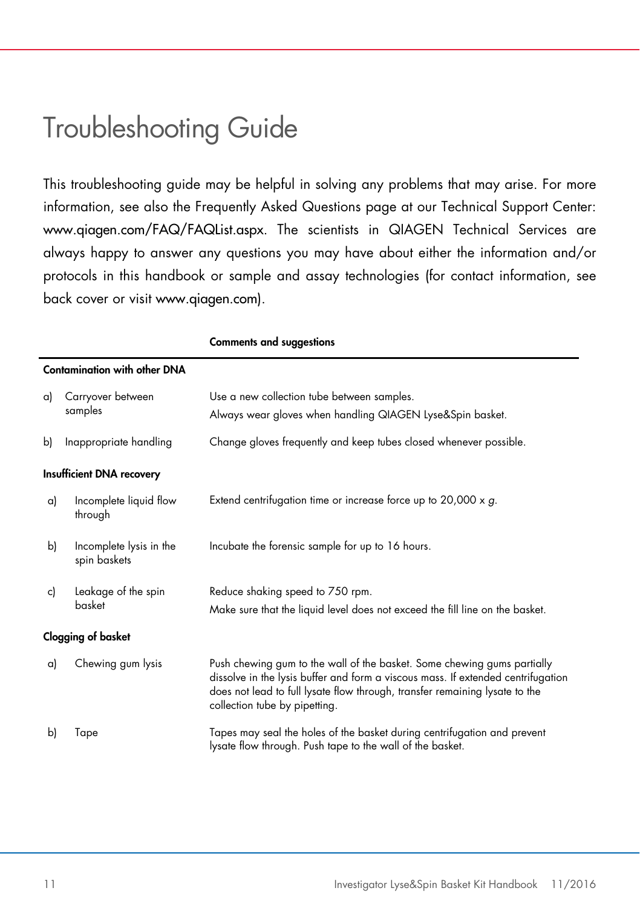# Troubleshooting Guide

This troubleshooting guide may be helpful in solving any problems that may arise. For more information, see also the Frequently Asked Questions page at our Technical Support Center: www.qiagen.com/FAQ/FAQList.aspx. The scientists in QIAGEN Technical Services are always happy to answer any questions you may have about either the information and/or protocols in this handbook or sample and assay technologies (for contact information, see back cover or visit www.qiagen.com).

| | Comments and suggestions |
|---|---|
| **Contamination with other DNA** | |
| a) Carryover between samples | Use a new collection tube between samples.<br>Always wear gloves when handling QIAGEN Lyse&Spin basket. |
| b) Inappropriate handling | Change gloves frequently and keep tubes closed whenever possible. |
| **Insufficient DNA recovery** | |
| a) Incomplete liquid flow through | Extend centrifugation time or increase force up to 20,000 x *g*. |
| b) Incomplete lysis in the spin baskets | Incubate the forensic sample for up to 16 hours. |
| c) Leakage of the spin basket | Reduce shaking speed to 750 rpm.<br>Make sure that the liquid level does not exceed the fill line on the basket. |
| **Clogging of basket** | |
| a) Chewing gum lysis | Push chewing gum to the wall of the basket. Some chewing gums partially dissolve in the lysis buffer and form a viscous mass. If extended centrifugation does not lead to full lysate flow through, transfer remaining lysate to the collection tube by pipetting. |
| b) Tape | Tapes may seal the holes of the basket during centrifugation and prevent lysate flow through. Push tape to the wall of the basket. |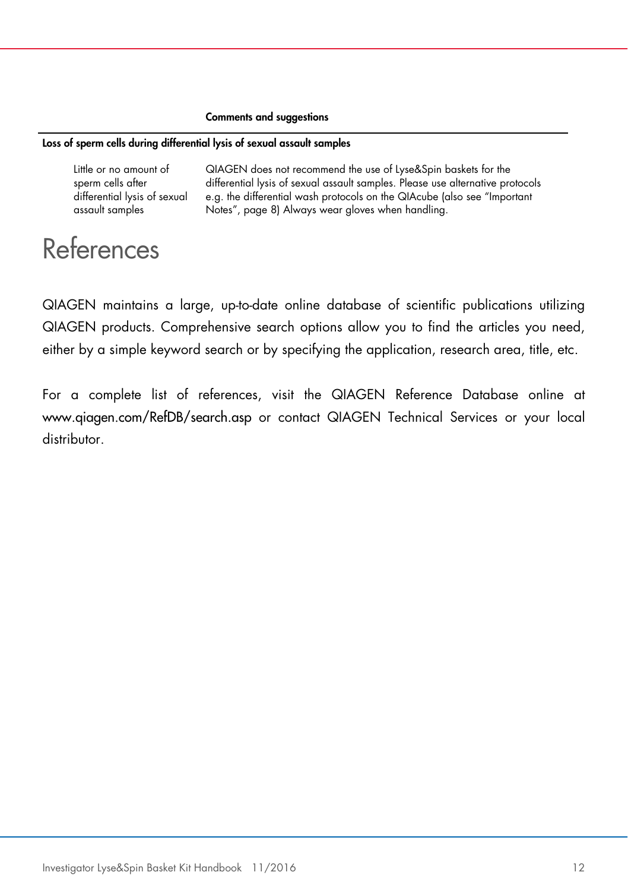| | Comments and suggestions |
|---|---|
| **Loss of sperm cells during differential lysis of sexual assault samples** | |
| Little or no amount of sperm cells after differential lysis of sexual assault samples | QIAGEN does not recommend the use of Lyse&Spin baskets for the differential lysis of sexual assault samples. Please use alternative protocols e.g. the differential wash protocols on the QIAcube (also see "Important Notes", page 8) Always wear gloves when handling. |

# References

QIAGEN maintains a large, up-to-date online database of scientific publications utilizing QIAGEN products. Comprehensive search options allow you to find the articles you need, either by a simple keyword search or by specifying the application, research area, title, etc.

For a complete list of references, visit the QIAGEN Reference Database online at www.qiagen.com/RefDB/search.asp or contact QIAGEN Technical Services or your local distributor.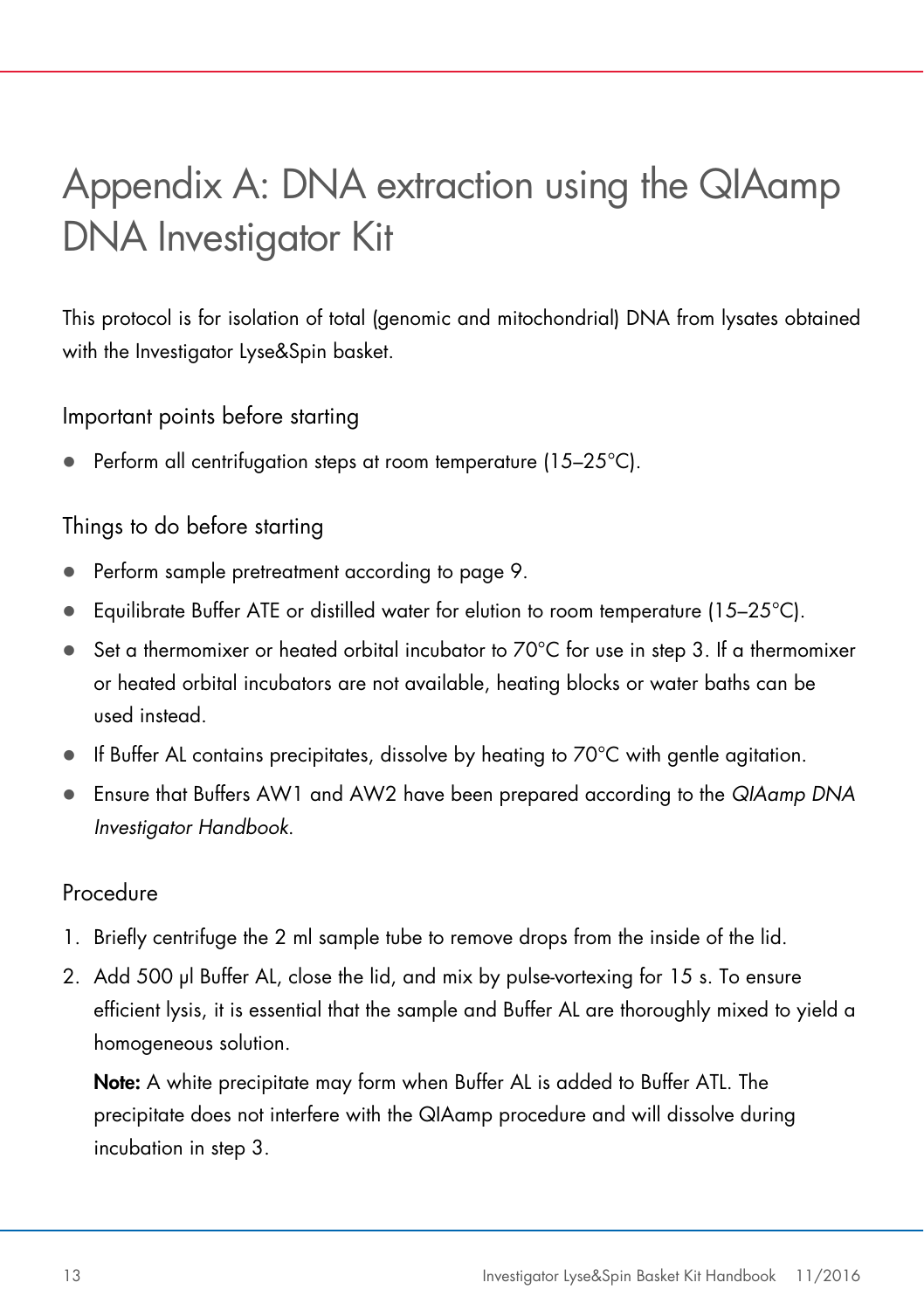# Appendix A: DNA extraction using the QIAamp DNA Investigator Kit

This protocol is for isolation of total (genomic and mitochondrial) DNA from lysates obtained with the Investigator Lyse&Spin basket.

## Important points before starting

- Perform all centrifugation steps at room temperature (15–25°C).

## Things to do before starting

- Perform sample pretreatment according to page 9.
- Equilibrate Buffer ATE or distilled water for elution to room temperature (15–25°C).
- Set a thermomixer or heated orbital incubator to 70°C for use in step 3. If a thermomixer or heated orbital incubators are not available, heating blocks or water baths can be used instead.
- If Buffer AL contains precipitates, dissolve by heating to 70°C with gentle agitation.
- Ensure that Buffers AW1 and AW2 have been prepared according to the *QIAamp DNA Investigator Handbook*.

## Procedure

1. Briefly centrifuge the 2 ml sample tube to remove drops from the inside of the lid.
2. Add 500 µl Buffer AL, close the lid, and mix by pulse-vortexing for 15 s. To ensure efficient lysis, it is essential that the sample and Buffer AL are thoroughly mixed to yield a homogeneous solution.

   **Note:** A white precipitate may form when Buffer AL is added to Buffer ATL. The precipitate does not interfere with the QIAamp procedure and will dissolve during incubation in step 3.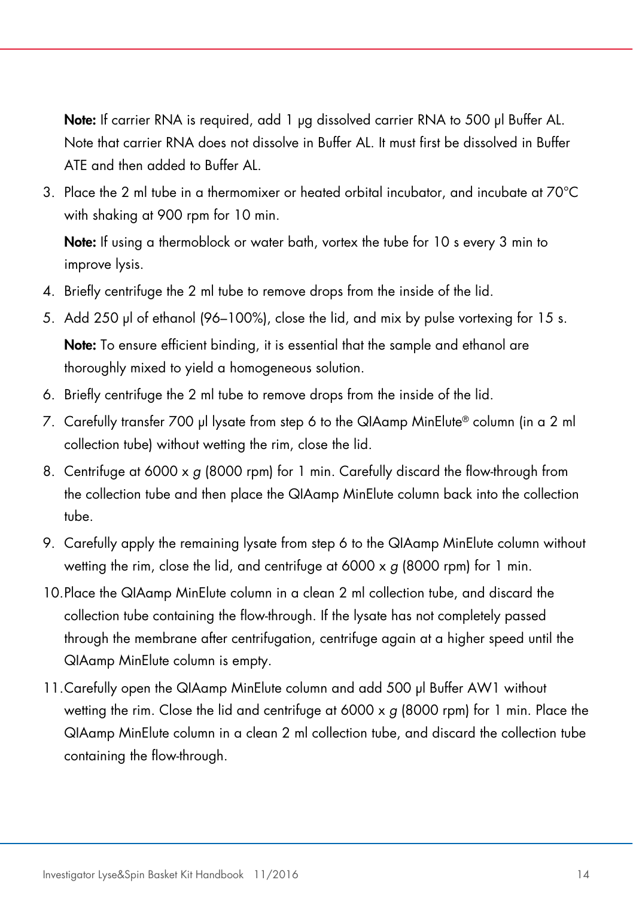**Note:** If carrier RNA is required, add 1 µg dissolved carrier RNA to 500 µl Buffer AL. Note that carrier RNA does not dissolve in Buffer AL. It must first be dissolved in Buffer ATE and then added to Buffer AL.

3. Place the 2 ml tube in a thermomixer or heated orbital incubator, and incubate at 70°C with shaking at 900 rpm for 10 min.

   **Note:** If using a thermoblock or water bath, vortex the tube for 10 s every 3 min to improve lysis.

4. Briefly centrifuge the 2 ml tube to remove drops from the inside of the lid.
5. Add 250 µl of ethanol (96–100%), close the lid, and mix by pulse vortexing for 15 s.

   **Note:** To ensure efficient binding, it is essential that the sample and ethanol are thoroughly mixed to yield a homogeneous solution.

6. Briefly centrifuge the 2 ml tube to remove drops from the inside of the lid.
7. Carefully transfer 700 µl lysate from step 6 to the QIAamp MinElute® column (in a 2 ml collection tube) without wetting the rim, close the lid.
8. Centrifuge at 6000 x *g* (8000 rpm) for 1 min. Carefully discard the flow-through from the collection tube and then place the QIAamp MinElute column back into the collection tube.
9. Carefully apply the remaining lysate from step 6 to the QIAamp MinElute column without wetting the rim, close the lid, and centrifuge at 6000 x *g* (8000 rpm) for 1 min.
10. Place the QIAamp MinElute column in a clean 2 ml collection tube, and discard the collection tube containing the flow-through. If the lysate has not completely passed through the membrane after centrifugation, centrifuge again at a higher speed until the QIAamp MinElute column is empty.
11. Carefully open the QIAamp MinElute column and add 500 µl Buffer AW1 without wetting the rim. Close the lid and centrifuge at 6000 x *g* (8000 rpm) for 1 min. Place the QIAamp MinElute column in a clean 2 ml collection tube, and discard the collection tube containing the flow-through.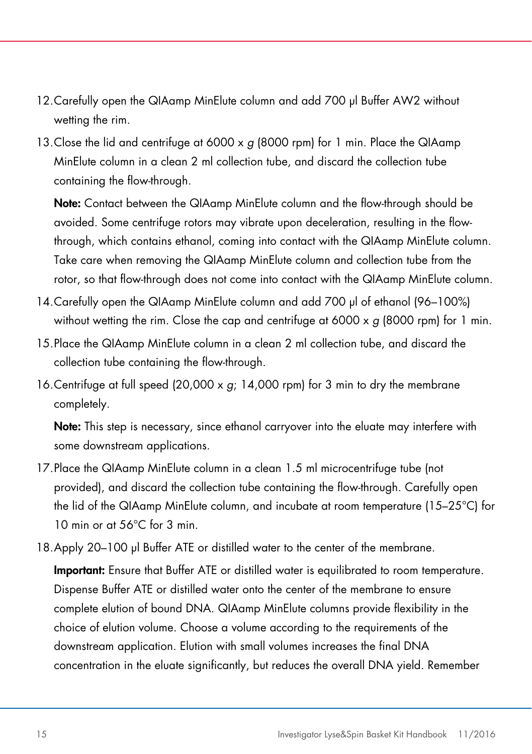12. Carefully open the QIAamp MinElute column and add 700 µl Buffer AW2 without wetting the rim.
13. Close the lid and centrifuge at 6000 x *g* (8000 rpm) for 1 min. Place the QIAamp MinElute column in a clean 2 ml collection tube, and discard the collection tube containing the flow-through.

    **Note:** Contact between the QIAamp MinElute column and the flow-through should be avoided. Some centrifuge rotors may vibrate upon deceleration, resulting in the flow-through, which contains ethanol, coming into contact with the QIAamp MinElute column. Take care when removing the QIAamp MinElute column and collection tube from the rotor, so that flow-through does not come into contact with the QIAamp MinElute column.
14. Carefully open the QIAamp MinElute column and add 700 µl of ethanol (96–100%) without wetting the rim. Close the cap and centrifuge at 6000 x *g* (8000 rpm) for 1 min.
15. Place the QIAamp MinElute column in a clean 2 ml collection tube, and discard the collection tube containing the flow-through.
16. Centrifuge at full speed (20,000 x *g*; 14,000 rpm) for 3 min to dry the membrane completely.

    **Note:** This step is necessary, since ethanol carryover into the eluate may interfere with some downstream applications.
17. Place the QIAamp MinElute column in a clean 1.5 ml microcentrifuge tube (not provided), and discard the collection tube containing the flow-through. Carefully open the lid of the QIAamp MinElute column, and incubate at room temperature (15–25°C) for 10 min or at 56°C for 3 min.
18. Apply 20–100 µl Buffer ATE or distilled water to the center of the membrane.

    **Important:** Ensure that Buffer ATE or distilled water is equilibrated to room temperature. Dispense Buffer ATE or distilled water onto the center of the membrane to ensure complete elution of bound DNA. QIAamp MinElute columns provide flexibility in the choice of elution volume. Choose a volume according to the requirements of the downstream application. Elution with small volumes increases the final DNA concentration in the eluate significantly, but reduces the overall DNA yield. Remember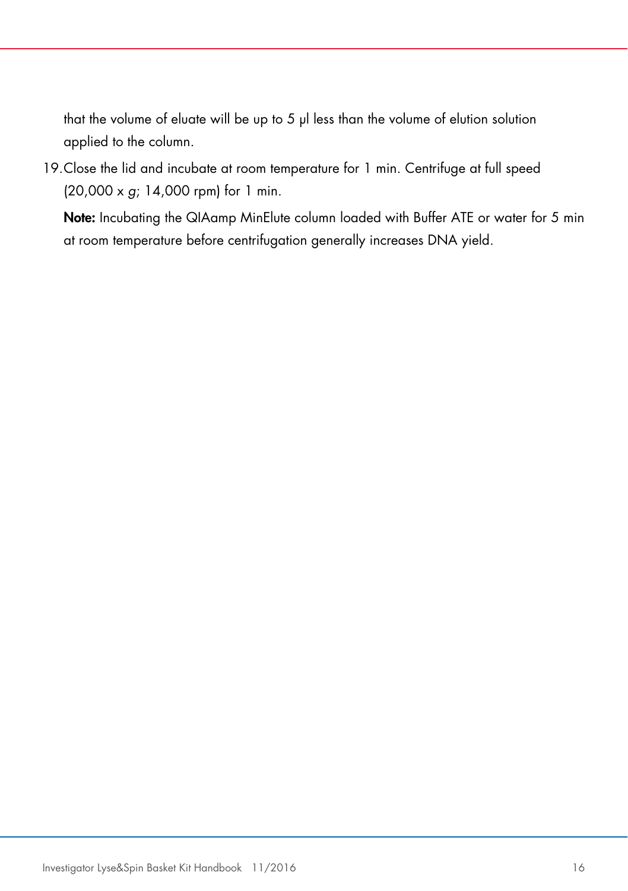that the volume of eluate will be up to 5 µl less than the volume of elution solution applied to the column.

19. Close the lid and incubate at room temperature for 1 min. Centrifuge at full speed (20,000 x *g*; 14,000 rpm) for 1 min.

    **Note:** Incubating the QIAamp MinElute column loaded with Buffer ATE or water for 5 min at room temperature before centrifugation generally increases DNA yield.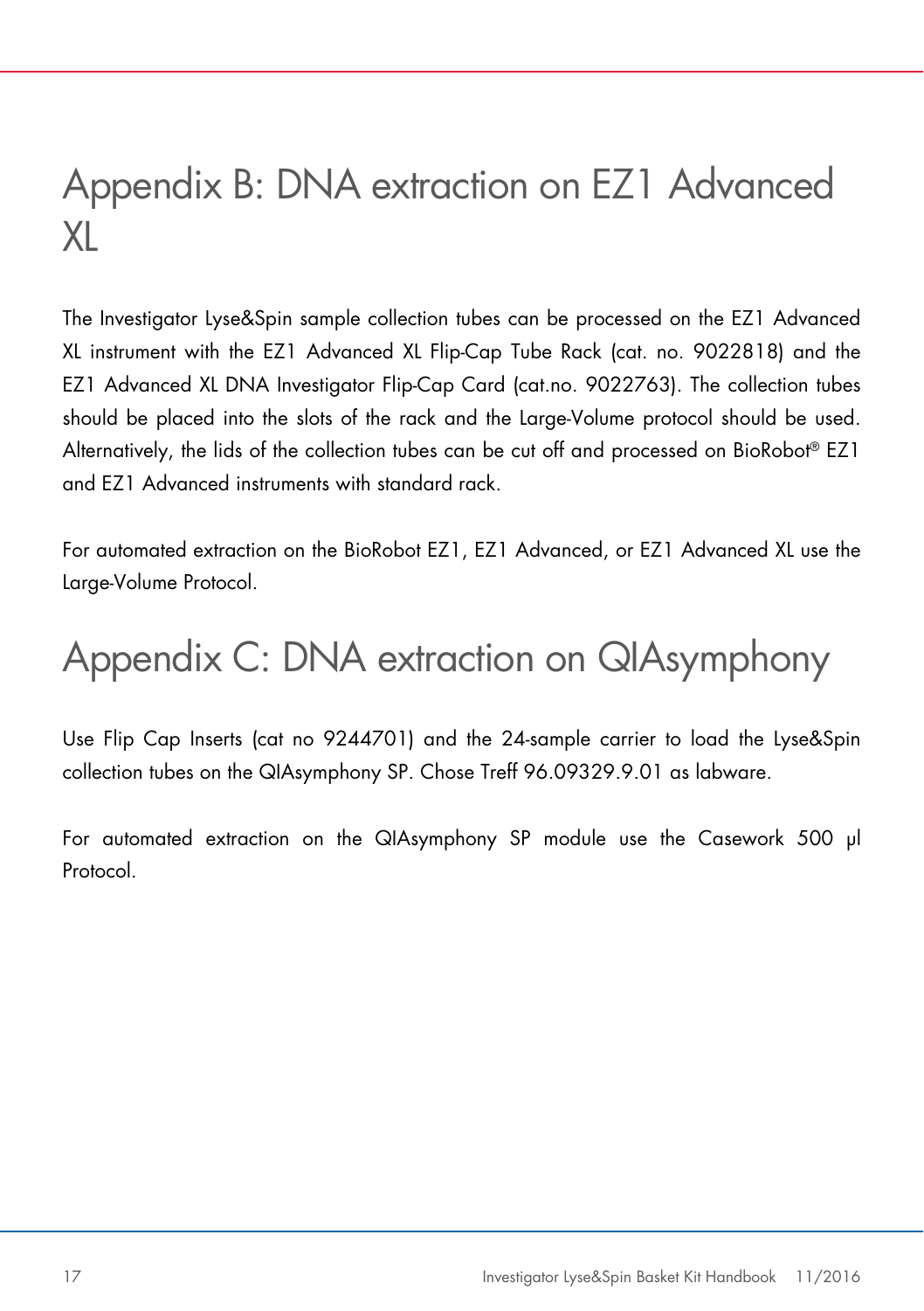# Appendix B: DNA extraction on EZ1 Advanced XL

The Investigator Lyse&Spin sample collection tubes can be processed on the EZ1 Advanced XL instrument with the EZ1 Advanced XL Flip-Cap Tube Rack (cat. no. 9022818) and the EZ1 Advanced XL DNA Investigator Flip-Cap Card (cat.no. 9022763). The collection tubes should be placed into the slots of the rack and the Large-Volume protocol should be used. Alternatively, the lids of the collection tubes can be cut off and processed on BioRobot® EZ1 and EZ1 Advanced instruments with standard rack.

For automated extraction on the BioRobot EZ1, EZ1 Advanced, or EZ1 Advanced XL use the Large-Volume Protocol.

# Appendix C: DNA extraction on QIAsymphony

Use Flip Cap Inserts (cat no 9244701) and the 24-sample carrier to load the Lyse&Spin collection tubes on the QIAsymphony SP. Chose Treff 96.09329.9.01 as labware.

For automated extraction on the QIAsymphony SP module use the Casework 500 µl Protocol.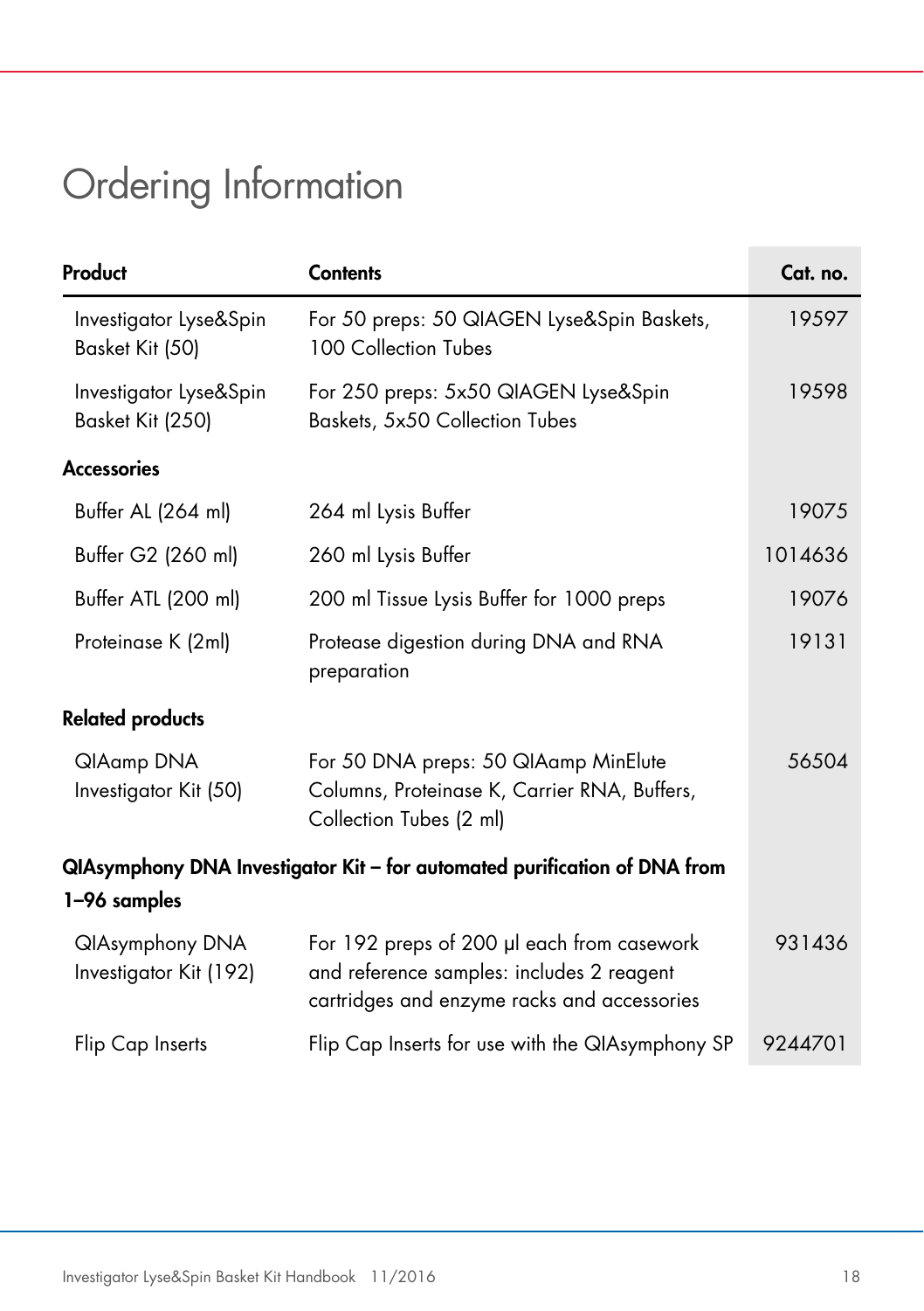# Ordering Information

| Product | Contents | Cat. no. |
|---|---|---|
| Investigator Lyse&Spin Basket Kit (50) | For 50 preps: 50 QIAGEN Lyse&Spin Baskets, 100 Collection Tubes | 19597 |
| Investigator Lyse&Spin Basket Kit (250) | For 250 preps: 5x50 QIAGEN Lyse&Spin Baskets, 5x50 Collection Tubes | 19598 |
| **Accessories** | | |
| Buffer AL (264 ml) | 264 ml Lysis Buffer | 19075 |
| Buffer G2 (260 ml) | 260 ml Lysis Buffer | 1014636 |
| Buffer ATL (200 ml) | 200 ml Tissue Lysis Buffer for 1000 preps | 19076 |
| Proteinase K (2ml) | Protease digestion during DNA and RNA preparation | 19131 |
| **Related products** | | |
| QIAamp DNA Investigator Kit (50) | For 50 DNA preps: 50 QIAamp MinElute Columns, Proteinase K, Carrier RNA, Buffers, Collection Tubes (2 ml) | 56504 |
| **QIAsymphony DNA Investigator Kit – for automated purification of DNA from 1–96 samples** | | |
| QIAsymphony DNA Investigator Kit (192) | For 192 preps of 200 µl each from casework and reference samples: includes 2 reagent cartridges and enzyme racks and accessories | 931436 |
| Flip Cap Inserts | Flip Cap Inserts for use with the QIAsymphony SP | 9244701 |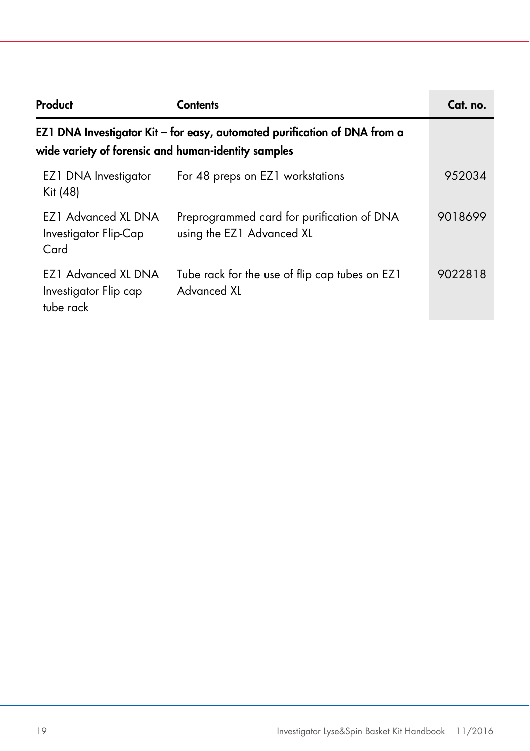| Product | Contents | Cat. no. |
|---|---|---|
| **EZ1 DNA Investigator Kit – for easy, automated purification of DNA from a wide variety of forensic and human-identity samples** | | |
| EZ1 DNA Investigator Kit (48) | For 48 preps on EZ1 workstations | 952034 |
| EZ1 Advanced XL DNA Investigator Flip-Cap Card | Preprogrammed card for purification of DNA using the EZ1 Advanced XL | 9018699 |
| EZ1 Advanced XL DNA Investigator Flip cap tube rack | Tube rack for the use of flip cap tubes on EZ1 Advanced XL | 9022818 |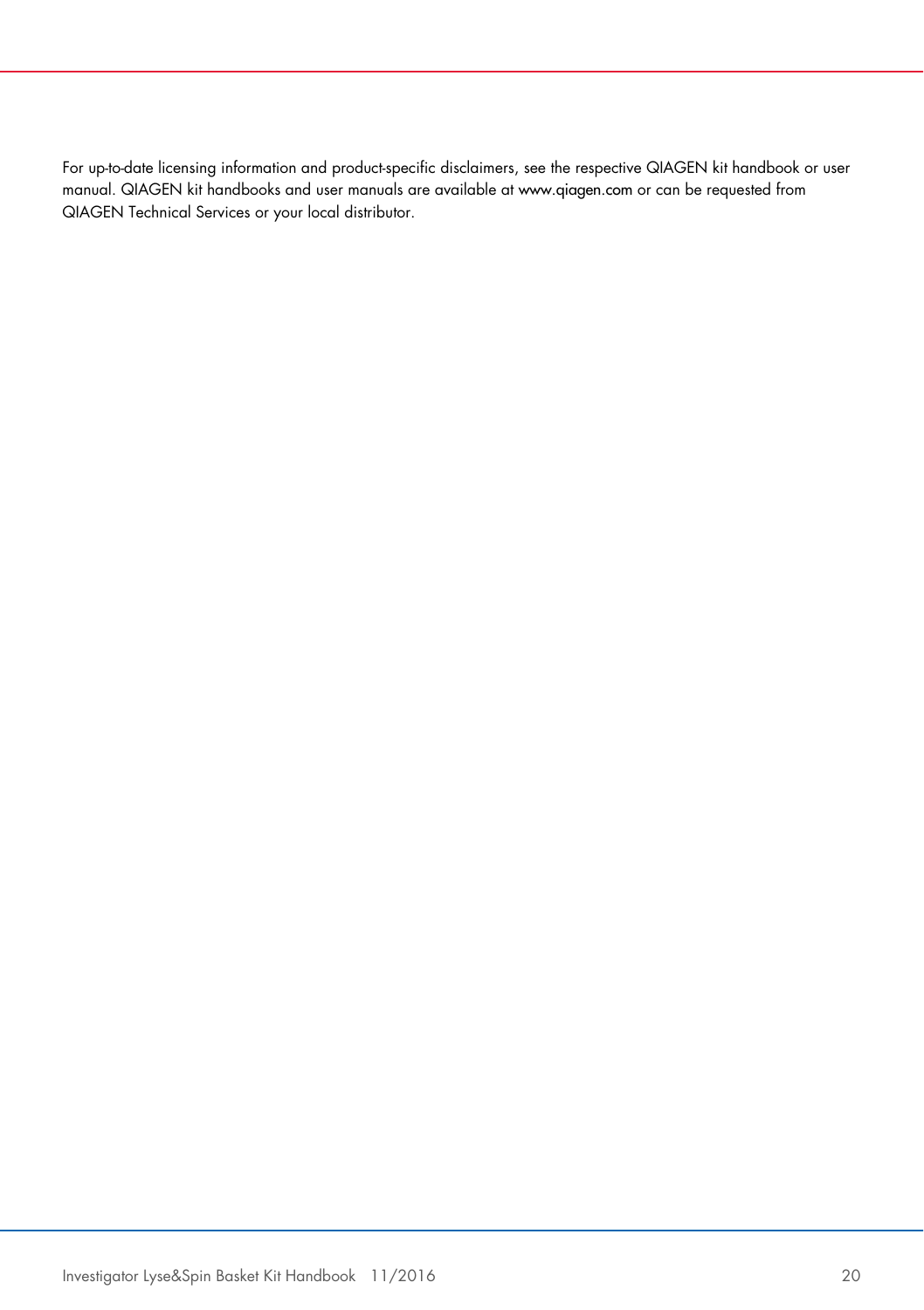For up-to-date licensing information and product-specific disclaimers, see the respective QIAGEN kit handbook or user manual. QIAGEN kit handbooks and user manuals are available at www.qiagen.com or can be requested from QIAGEN Technical Services or your local distributor.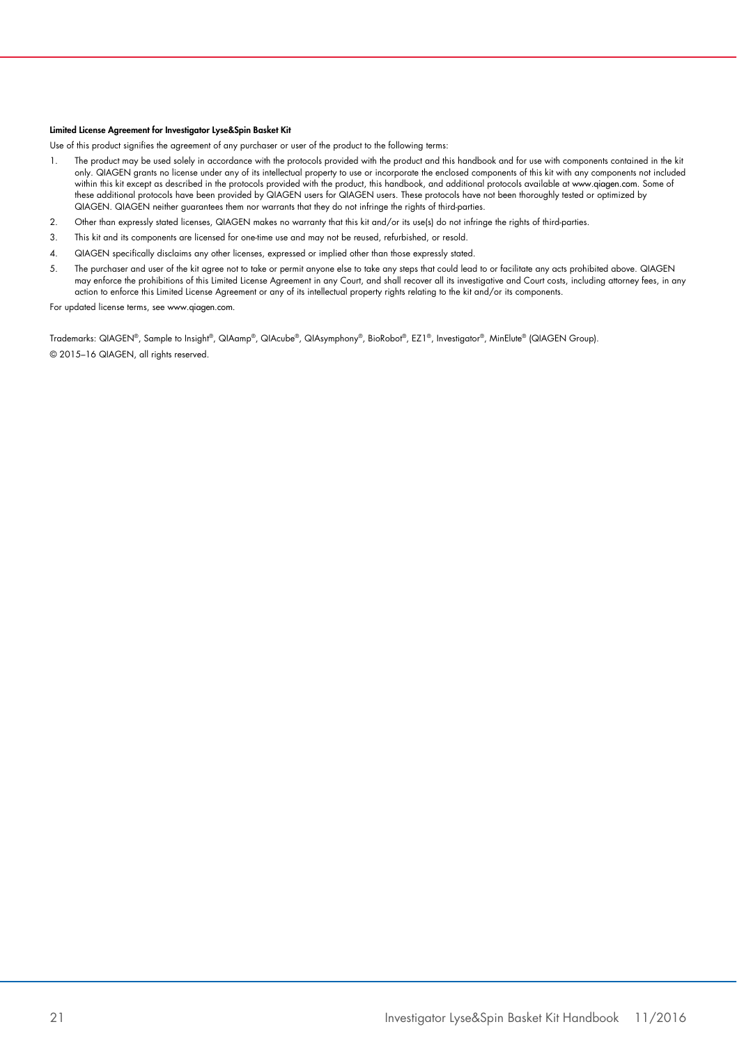**Limited License Agreement for Investigator Lyse&Spin Basket Kit**

Use of this product signifies the agreement of any purchaser or user of the product to the following terms:

1. The product may be used solely in accordance with the protocols provided with the product and this handbook and for use with components contained in the kit only. QIAGEN grants no license under any of its intellectual property to use or incorporate the enclosed components of this kit with any components not included within this kit except as described in the protocols provided with the product, this handbook, and additional protocols available at www.qiagen.com. Some of these additional protocols have been provided by QIAGEN users for QIAGEN users. These protocols have not been thoroughly tested or optimized by QIAGEN. QIAGEN neither guarantees them nor warrants that they do not infringe the rights of third-parties.
2. Other than expressly stated licenses, QIAGEN makes no warranty that this kit and/or its use(s) do not infringe the rights of third-parties.
3. This kit and its components are licensed for one-time use and may not be reused, refurbished, or resold.
4. QIAGEN specifically disclaims any other licenses, expressed or implied other than those expressly stated.
5. The purchaser and user of the kit agree not to take or permit anyone else to take any steps that could lead to or facilitate any acts prohibited above. QIAGEN may enforce the prohibitions of this Limited License Agreement in any Court, and shall recover all its investigative and Court costs, including attorney fees, in any action to enforce this Limited License Agreement or any of its intellectual property rights relating to the kit and/or its components.

For updated license terms, see www.qiagen.com.

Trademarks: QIAGEN®, Sample to Insight®, QIAamp®, QIAcube®, QIAsymphony®, BioRobot®, EZ1®, Investigator®, MinElute® (QIAGEN Group).

© 2015–16 QIAGEN, all rights reserved.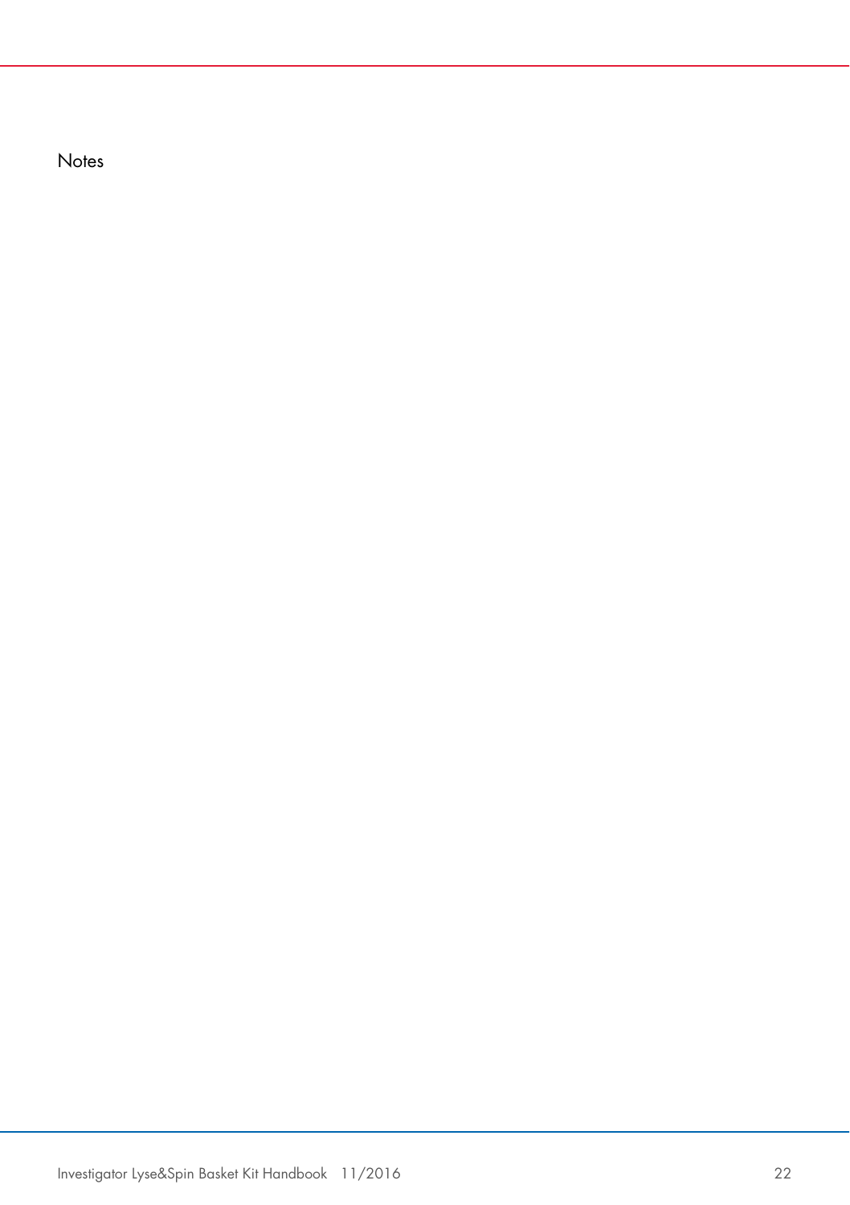Notes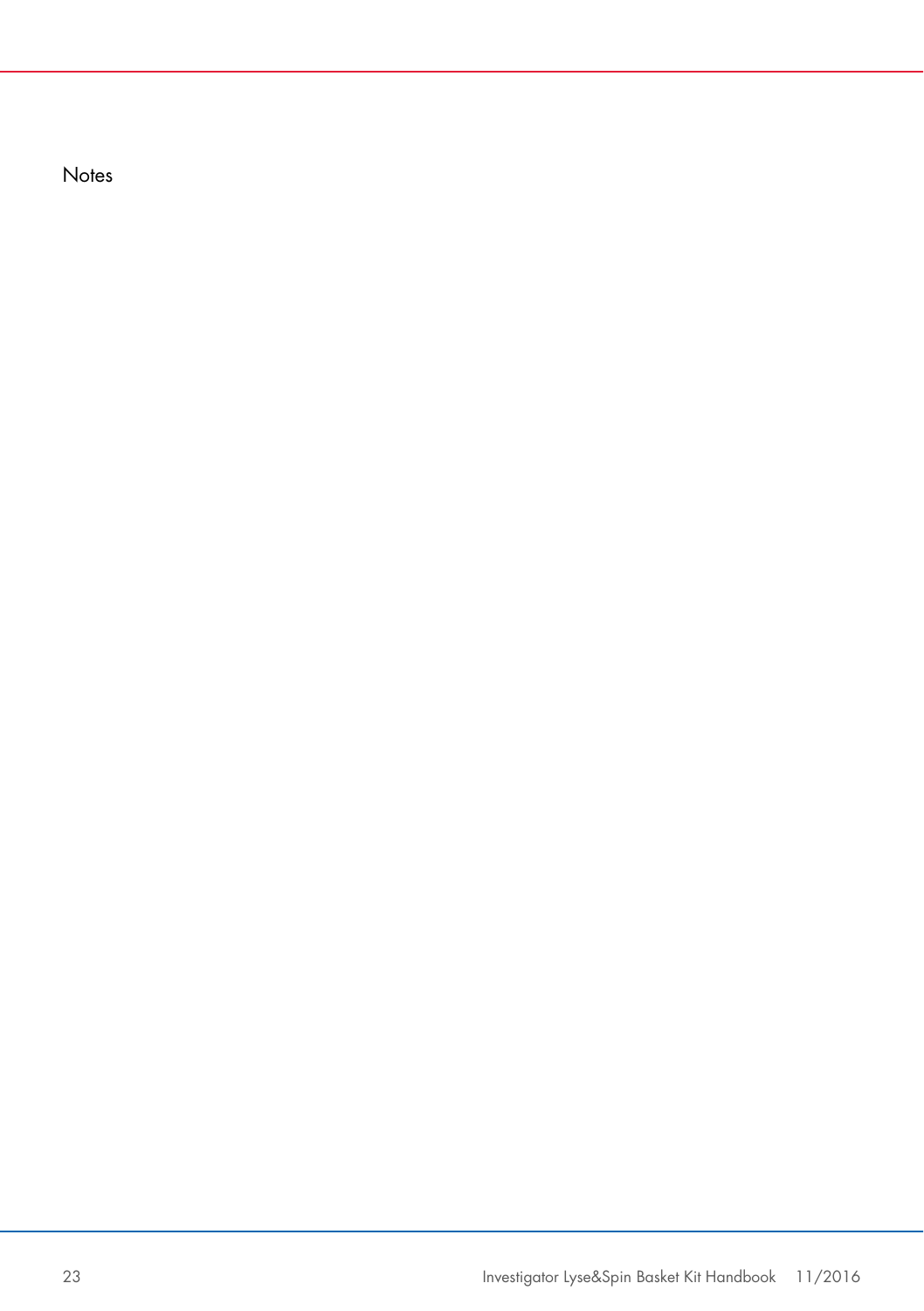Notes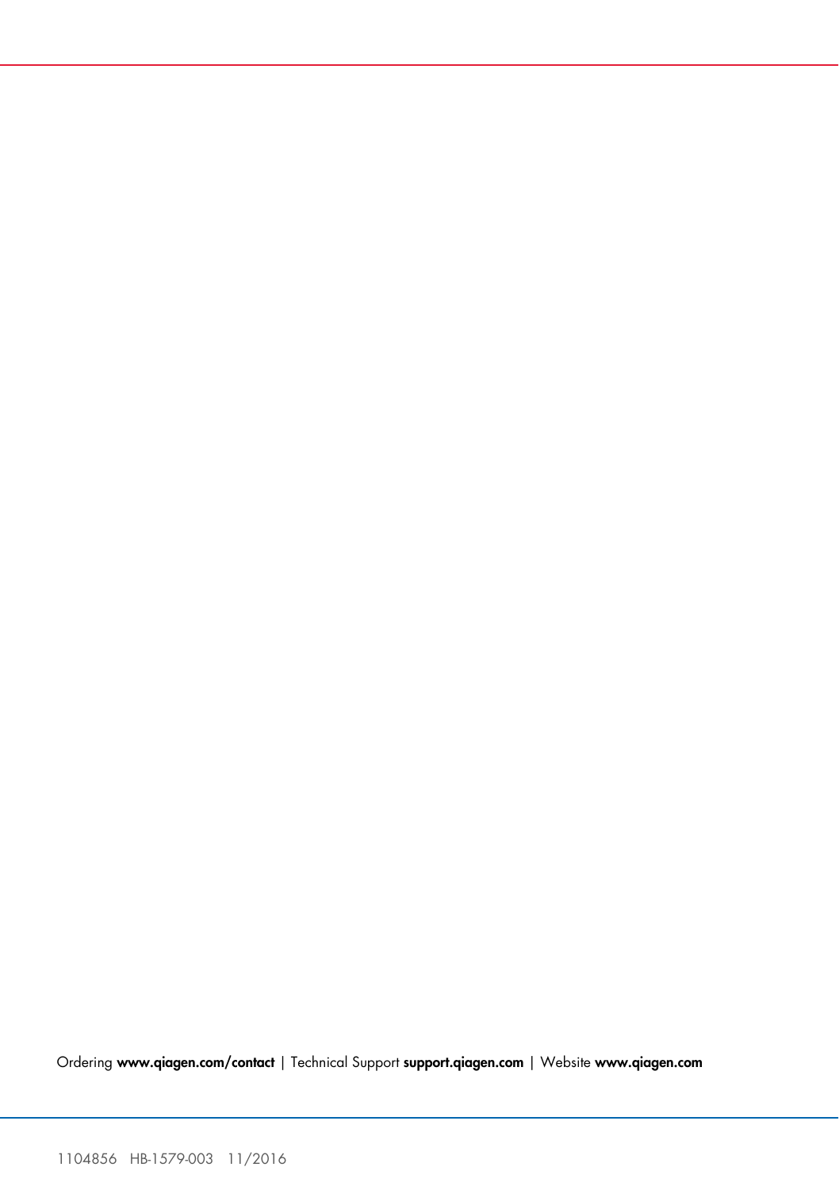Ordering **www.qiagen.com/contact** | Technical Support **support.qiagen.com** | Website **www.qiagen.com**

1104856 HB-1579-003 11/2016